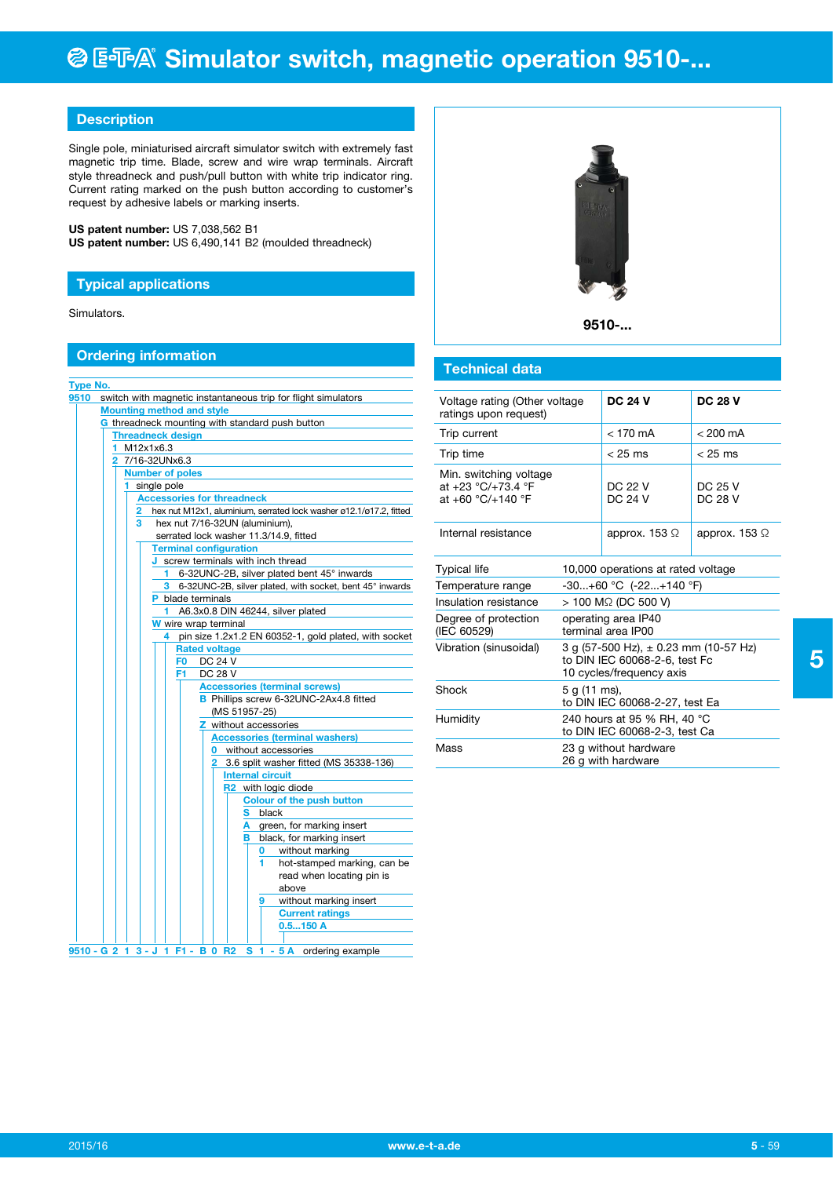# E-T-A Simulator switch, magnetic operation 9510-...

## Description

Single pole, miniaturised aircraft simulator switch with extremely fast magnetic trip time. Blade, screw and wire wrap terminals. Aircraft style threadneck and push/pull button with white trip indicator ring. Current rating marked on the push button according to customer's request by adhesive labels or marking inserts.

**US patent number:** US 7,038,562 B1
**US patent number:** US 6,490,141 B2 (moulded threadneck)

## Typical applications

Simulators.

## Ordering information

**Type No.**
- **9510** switch with magnetic instantaneous trip for flight simulators
  - **Mounting method and style**
    - **G** threadneck mounting with standard push button
  - **Threadneck design**
    - **1** M12x1x6.3
    - **2** 7/16-32UNx6.3
  - **Number of poles**
    - **1** single pole
  - **Accessories for threadneck**
    - **2** hex nut M12x1, aluminium, serrated lock washer ø12.1/ø17.2, fitted
    - **3** hex nut 7/16-32UN (aluminium), serrated lock washer 11.3/14.9, fitted
  - **Terminal configuration**
    - **J** screw terminals with inch thread
      - **1** 6-32UNC-2B, silver plated bent 45° inwards
      - **3** 6-32UNC-2B, silver plated, with socket, bent 45° inwards
    - **P** blade terminals
      - **1** A6.3x0.8 DIN 46244, silver plated
    - **W** wire wrap terminal
      - **4** pin size 1.2x1.2 EN 60352-1, gold plated, with socket
  - **Rated voltage**
    - **F0** DC 24 V
    - **F1** DC 28 V
  - **Accessories (terminal screws)**
    - **B** Phillips screw 6-32UNC-2Ax4.8 fitted (MS 51957-25)
    - **Z** without accessories
  - **Accessories (terminal washers)**
    - **0** without accessories
    - **2** 3.6 split washer fitted (MS 35338-136)
  - **Internal circuit**
    - **R2** with logic diode
  - **Colour of the push button**
    - **S** black
    - **A** green, for marking insert
    - **B** black, for marking insert
      - **0** without marking
      - **1** hot-stamped marking, can be read when locating pin is above
      - **9** without marking insert
  - **Current ratings**
    - **0.5...150 A**

**9510 - G 2 1 3 - J 1 F1 - B 0 R2 S 1 - 5 A** ordering example

**9510-...**

## Technical data

| Voltage rating (Other voltage ratings upon request) | **DC 24 V** | **DC 28 V** |
|---|---|---|
| Trip current | < 170 mA | < 200 mA |
| Trip time | < 25 ms | < 25 ms |
| Min. switching voltage<br>at +23 °C/+73.4 °F<br>at +60 °C/+140 °F | <br>DC 22 V<br>DC 24 V | <br>DC 25 V<br>DC 28 V |
| Internal resistance | approx. 153 Ω | approx. 153 Ω |

| | |
|---|---|
| Typical life | 10,000 operations at rated voltage |
| Temperature range | -30...+60 °C (-22...+140 °F) |
| Insulation resistance | > 100 MΩ (DC 500 V) |
| Degree of protection (IEC 60529) | operating area IP40<br>terminal area IP00 |
| Vibration (sinusoidal) | 3 g (57-500 Hz), ± 0.23 mm (10-57 Hz)<br>to DIN IEC 60068-2-6, test Fc<br>10 cycles/frequency axis |
| Shock | 5 g (11 ms),<br>to DIN IEC 60068-2-27, test Ea |
| Humidity | 240 hours at 95 % RH, 40 °C<br>to DIN IEC 60068-2-3, test Ca |
| Mass | 23 g without hardware<br>26 g with hardware |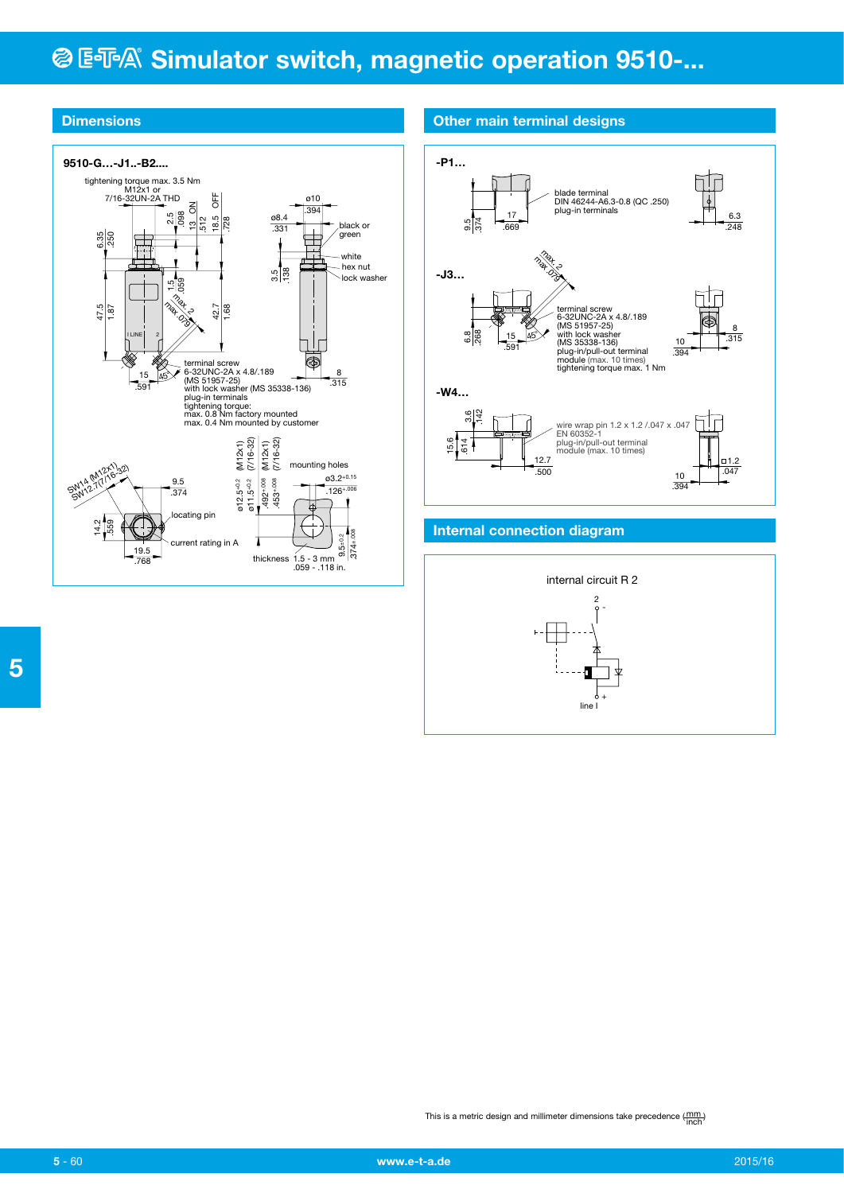# Simulator switch, magnetic operation 9510-...

## Dimensions

**9510-G...-J1..-B2....**

tightening torque max. 3.5 Nm
M12x1 or
7/16-32UN-2A THD

ON OFF

6.35 .250 | 2.5 .098 | 13 .512 | 18.5 .728 | 1.5 .059 | 47.5 1.87 | 42.7 1.68

max. 2
max .079

15 .591 | 45°

ø8.4 .331 | ø10 .394

black or green
white
hex nut
lock washer

3.5 .138

8 .315

terminal screw
6-32UNC-2A x 4.8/.189
(MS 51957-25)
with lock washer (MS 35338-136)
plug-in terminals
tightening torque:
max. 0.8 Nm factory mounted
max. 0.4 Nm mounted by customer

SW14 (M12x1)
SW12.7(7/16-32)

9.5 .374

14.2 .559

19.5 .768

locating pin

current rating in A

(M12x1) (7/16-32) (M12x1) (7/16-32)

ø12.5$^{+0.2}$ ø11.5$^{+0.2}$ .492$^{+.008}$ .453$^{+.008}$

mounting holes
ø3.2$^{+0.15}$
.126$^{+.006}$

9.5$^{\pm 0.2}$ .374$^{\pm .008}$

thickness 1.5 - 3 mm
.059 - .118 in.

## Other main terminal designs

**-P1...**

blade terminal
DIN 46244-A6.3-0.8 (QC .250)
plug-in terminals

9.5 .374 | 17 .669 | 6.3 .248

**-J3...**

max. 2
max .079

terminal screw
6-32UNC-2A x 4.8/.189
(MS 51957-25)
with lock washer
(MS 35338-136)
plug-in/pull-out terminal
module (max. 10 times)
tightening torque max. 1 Nm

6.8 .268 | 15 .591 | 45° | 10 .394 | 8 .315

**-W4...**

wire wrap pin 1.2 x 1.2 /.047 x .047
EN 60352-1
plug-in/pull-out terminal
module (max. 10 times)

3.6 .142 | 15.6 .614 | 12.7 .500 | 10 .394 | □1.2 .047

## Internal connection diagram

internal circuit R 2

2 -

line I +

This is a metric design and millimeter dimensions take precedence ($\frac{mm}{inch}$)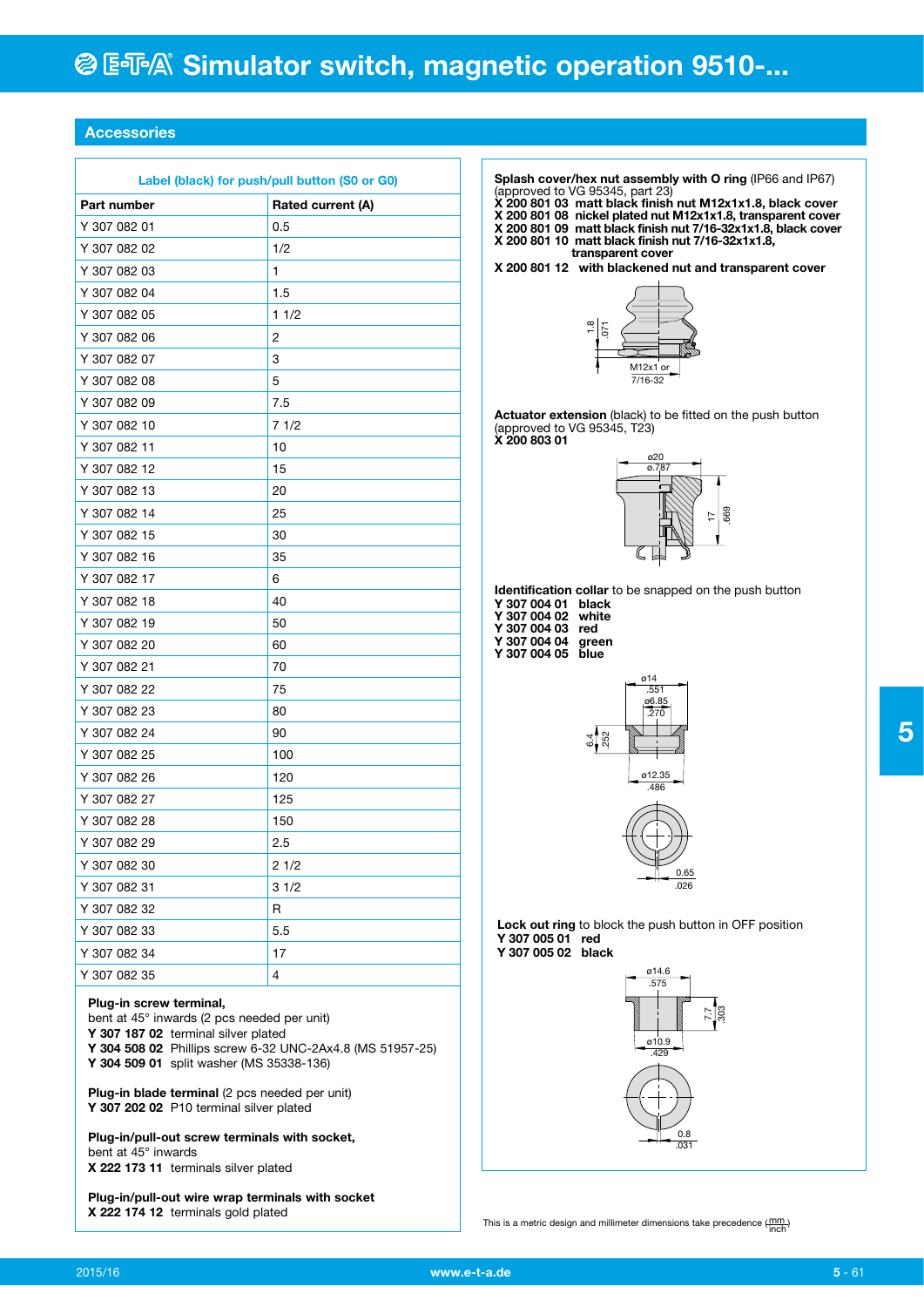# Simulator switch, magnetic operation 9510-...

## Accessories

**Label (black) for push/pull button (S0 or G0)**

| Part number | Rated current (A) |
|---|---|
| Y 307 082 01 | 0.5 |
| Y 307 082 02 | 1/2 |
| Y 307 082 03 | 1 |
| Y 307 082 04 | 1.5 |
| Y 307 082 05 | 1 1/2 |
| Y 307 082 06 | 2 |
| Y 307 082 07 | 3 |
| Y 307 082 08 | 5 |
| Y 307 082 09 | 7.5 |
| Y 307 082 10 | 7 1/2 |
| Y 307 082 11 | 10 |
| Y 307 082 12 | 15 |
| Y 307 082 13 | 20 |
| Y 307 082 14 | 25 |
| Y 307 082 15 | 30 |
| Y 307 082 16 | 35 |
| Y 307 082 17 | 6 |
| Y 307 082 18 | 40 |
| Y 307 082 19 | 50 |
| Y 307 082 20 | 60 |
| Y 307 082 21 | 70 |
| Y 307 082 22 | 75 |
| Y 307 082 23 | 80 |
| Y 307 082 24 | 90 |
| Y 307 082 25 | 100 |
| Y 307 082 26 | 120 |
| Y 307 082 27 | 125 |
| Y 307 082 28 | 150 |
| Y 307 082 29 | 2.5 |
| Y 307 082 30 | 2 1/2 |
| Y 307 082 31 | 3 1/2 |
| Y 307 082 32 | R |
| Y 307 082 33 | 5.5 |
| Y 307 082 34 | 17 |
| Y 307 082 35 | 4 |

**Plug-in screw terminal,**
bent at 45° inwards (2 pcs needed per unit)
**Y 307 187 02** terminal silver plated
**Y 304 508 02** Phillips screw 6-32 UNC-2Ax4.8 (MS 51957-25)
**Y 304 509 01** split washer (MS 35338-136)

**Plug-in blade terminal** (2 pcs needed per unit)
**Y 307 202 02** P10 terminal silver plated

**Plug-in/pull-out screw terminals with socket,**
bent at 45° inwards
**X 222 173 11** terminals silver plated

**Plug-in/pull-out wire wrap terminals with socket**
**X 222 174 12** terminals gold plated

**Splash cover/hex nut assembly with O ring** (IP66 and IP67)
(approved to VG 95345, part 23)
**X 200 801 03 matt black finish nut M12x1x1.8, black cover**
**X 200 801 08 nickel plated nut M12x1x1.8, transparent cover**
**X 200 801 09 matt black finish nut 7/16-32x1x1.8, black cover**
**X 200 801 10 matt black finish nut 7/16-32x1x1.8, transparent cover**
**X 200 801 12 with blackened nut and transparent cover**

1.8 / .071 — M12x1 or 7/16-32

**Actuator extension** (black) to be fitted on the push button
(approved to VG 95345, T23)
**X 200 803 01**

ø20 / ø.787 — 17 / .669

**Identification collar** to be snapped on the push button
**Y 307 004 01 black**
**Y 307 004 02 white**
**Y 307 004 03 red**
**Y 307 004 04 green**
**Y 307 004 05 blue**

ø14 / .551 — ø6.85 / .270 — 6.4 / .252 — ø12.35 / .486 — 0.65 / .026

**Lock out ring** to block the push button in OFF position
**Y 307 005 01 red**
**Y 307 005 02 black**

ø14.6 / .575 — 7.7 / .303 — ø10.9 / .429 — 0.8 / .031

This is a metric design and millimeter dimensions take precedence (mm/inch)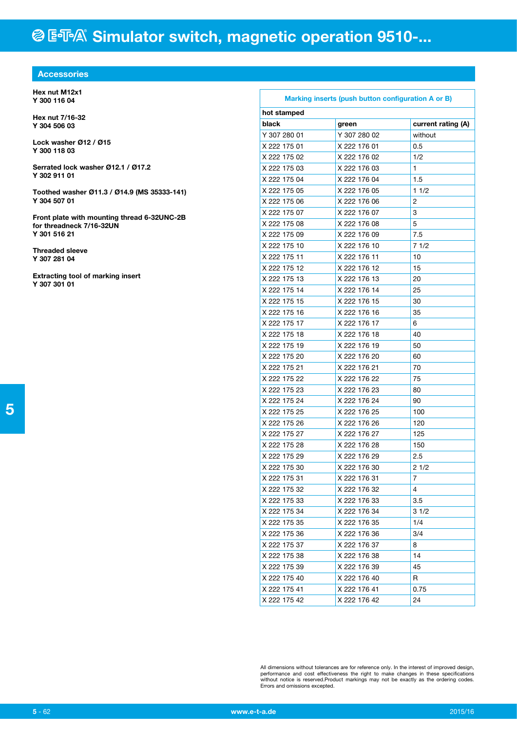# Simulator switch, magnetic operation 9510-...

## Accessories

**Hex nut M12x1**
**Y 300 116 04**

**Hex nut 7/16-32**
**Y 304 506 03**

**Lock washer Ø12 / Ø15**
**Y 300 118 03**

**Serrated lock washer Ø12.1 / Ø17.2**
**Y 302 911 01**

**Toothed washer Ø11.3 / Ø14.9 (MS 35333-141)**
**Y 304 507 01**

**Front plate with mounting thread 6-32UNC-2B for threadneck 7/16-32UN**
**Y 301 516 21**

**Threaded sleeve**
**Y 307 281 04**

**Extracting tool of marking insert**
**Y 307 301 01**

| Marking inserts (push button configuration A or B) | | |
|---|---|---|
| hot stamped | | |
| black | green | current rating (A) |
| Y 307 280 01 | Y 307 280 02 | without |
| X 222 175 01 | X 222 176 01 | 0.5 |
| X 222 175 02 | X 222 176 02 | 1/2 |
| X 222 175 03 | X 222 176 03 | 1 |
| X 222 175 04 | X 222 176 04 | 1.5 |
| X 222 175 05 | X 222 176 05 | 1 1/2 |
| X 222 175 06 | X 222 176 06 | 2 |
| X 222 175 07 | X 222 176 07 | 3 |
| X 222 175 08 | X 222 176 08 | 5 |
| X 222 175 09 | X 222 176 09 | 7.5 |
| X 222 175 10 | X 222 176 10 | 7 1/2 |
| X 222 175 11 | X 222 176 11 | 10 |
| X 222 175 12 | X 222 176 12 | 15 |
| X 222 175 13 | X 222 176 13 | 20 |
| X 222 175 14 | X 222 176 14 | 25 |
| X 222 175 15 | X 222 176 15 | 30 |
| X 222 175 16 | X 222 176 16 | 35 |
| X 222 175 17 | X 222 176 17 | 6 |
| X 222 175 18 | X 222 176 18 | 40 |
| X 222 175 19 | X 222 176 19 | 50 |
| X 222 175 20 | X 222 176 20 | 60 |
| X 222 175 21 | X 222 176 21 | 70 |
| X 222 175 22 | X 222 176 22 | 75 |
| X 222 175 23 | X 222 176 23 | 80 |
| X 222 175 24 | X 222 176 24 | 90 |
| X 222 175 25 | X 222 176 25 | 100 |
| X 222 175 26 | X 222 176 26 | 120 |
| X 222 175 27 | X 222 176 27 | 125 |
| X 222 175 28 | X 222 176 28 | 150 |
| X 222 175 29 | X 222 176 29 | 2.5 |
| X 222 175 30 | X 222 176 30 | 2 1/2 |
| X 222 175 31 | X 222 176 31 | 7 |
| X 222 175 32 | X 222 176 32 | 4 |
| X 222 175 33 | X 222 176 33 | 3.5 |
| X 222 175 34 | X 222 176 34 | 3 1/2 |
| X 222 175 35 | X 222 176 35 | 1/4 |
| X 222 175 36 | X 222 176 36 | 3/4 |
| X 222 175 37 | X 222 176 37 | 8 |
| X 222 175 38 | X 222 176 38 | 14 |
| X 222 175 39 | X 222 176 39 | 45 |
| X 222 175 40 | X 222 176 40 | R |
| X 222 175 41 | X 222 176 41 | 0.75 |
| X 222 175 42 | X 222 176 42 | 24 |

All dimensions without tolerances are for reference only. In the interest of improved design, performance and cost effectiveness the right to make changes in these specifications without notice is reserved.Product markings may not be exactly as the ordering codes. Errors and omissions excepted.